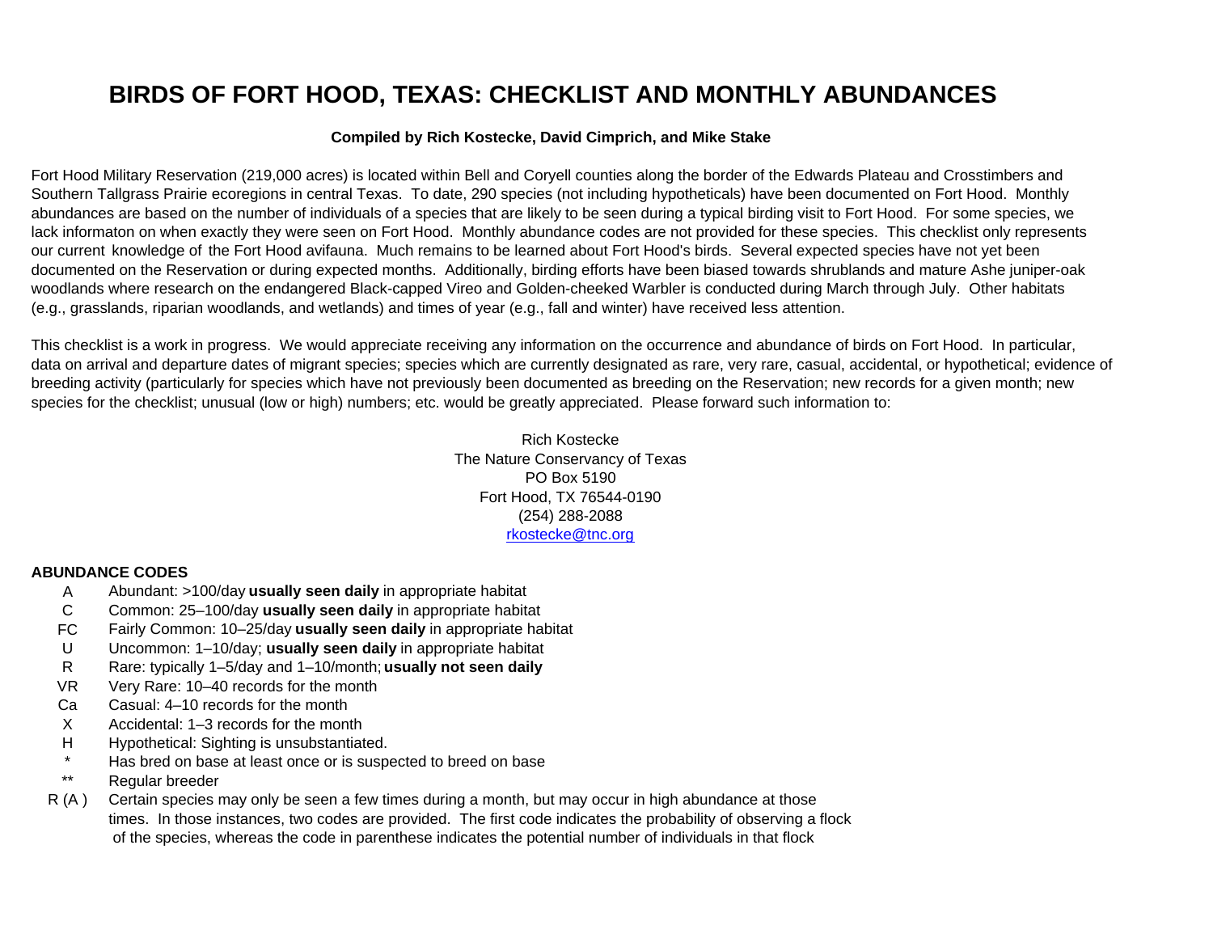# BIRDS OF FORT HOOD, TEXAS: CHECKLIST AND MONTHLY ABUNDANCES

**Compiled by Rich Kostecke, David Cimprich, and Mike Stake**

Fort Hood Military Reservation (219,000 acres) is located within Bell and Coryell counties along the border of the Edwards Plateau and Crosstimbers and Southern Tallgrass Prairie ecoregions in central Texas. To date, 290 species (not including hypotheticals) have been documented on Fort Hood. Monthly abundances are based on the number of individuals of a species that are likely to be seen during a typical birding visit to Fort Hood. For some species, we lack informaton on when exactly they were seen on Fort Hood. Monthly abundance codes are not provided for these species. This checklist only represents our current knowledge of the Fort Hood avifauna. Much remains to be learned about Fort Hood's birds. Several expected species have not yet been documented on the Reservation or during expected months. Additionally, birding efforts have been biased towards shrublands and mature Ashe juniper-oak woodlands where research on the endangered Black-capped Vireo and Golden-cheeked Warbler is conducted during March through July. Other habitats (e.g., grasslands, riparian woodlands, and wetlands) and times of year (e.g., fall and winter) have received less attention.

This checklist is a work in progress. We would appreciate receiving any information on the occurrence and abundance of birds on Fort Hood. In particular, data on arrival and departure dates of migrant species; species which are currently designated as rare, very rare, casual, accidental, or hypothetical; evidence of breeding activity (particularly for species which have not previously been documented as breeding on the Reservation; new records for a given month; new species for the checklist; unusual (low or high) numbers; etc. would be greatly appreciated. Please forward such information to:

Rich Kostecke
The Nature Conservancy of Texas
PO Box 5190
Fort Hood, TX 76544-0190
(254) 288-2088
rkostecke@tnc.org

**ABUNDANCE CODES**

| Code | Description |
|---|---|
| A | Abundant: >100/day **usually seen daily** in appropriate habitat |
| C | Common: 25–100/day **usually seen daily** in appropriate habitat |
| FC | Fairly Common: 10–25/day **usually seen daily** in appropriate habitat |
| U | Uncommon: 1–10/day; **usually seen daily** in appropriate habitat |
| R | Rare: typically 1–5/day and 1–10/month; **usually not seen daily** |
| VR | Very Rare: 10–40 records for the month |
| Ca | Casual: 4–10 records for the month |
| X | Accidental: 1–3 records for the month |
| H | Hypothetical: Sighting is unsubstantiated. |
| * | Has bred on base at least once or is suspected to breed on base |
| ** | Regular breeder |
| R (A ) | Certain species may only be seen a few times during a month, but may occur in high abundance at those times. In those instances, two codes are provided. The first code indicates the probability of observing a flock of the species, whereas the code in parenthese indicates the potential number of individuals in that flock |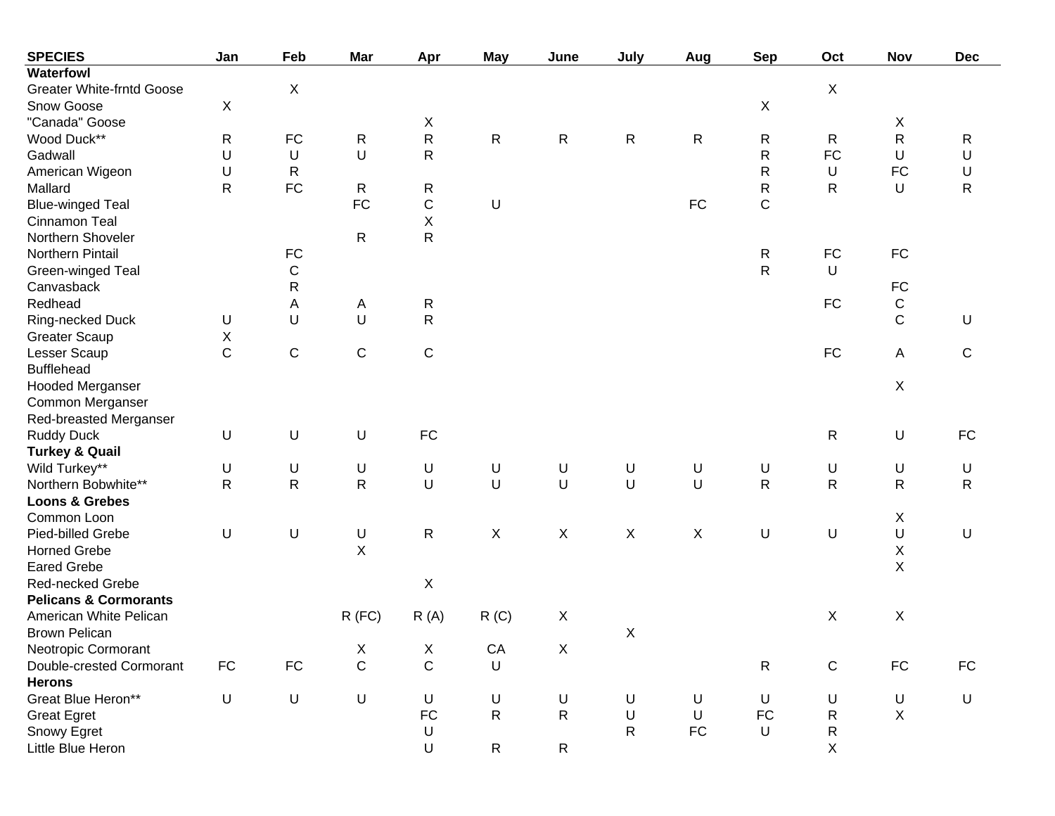| SPECIES | Jan | Feb | Mar | Apr | May | June | July | Aug | Sep | Oct | Nov | Dec |
|---|---|---|---|---|---|---|---|---|---|---|---|---|
| **Waterfowl** | | | | | | | | | | | | |
| Greater White-frntd Goose | | X | | | | | | | | X | | |
| Snow Goose | X | | | | | | | | X | | | |
| "Canada" Goose | | | | X | | | | | | | X | |
| Wood Duck** | R | FC | R | R | R | R | R | R | R | R | R | R |
| Gadwall | U | U | U | R | | | | | R | FC | U | U |
| American Wigeon | U | R | | | | | | | R | U | FC | U |
| Mallard | R | FC | R | R | | | | | R | R | U | R |
| Blue-winged Teal | | | FC | C | U | | | FC | C | | | |
| Cinnamon Teal | | | | X | | | | | | | | |
| Northern Shoveler | | | R | R | | | | | | | | |
| Northern Pintail | | FC | | | | | | | R | FC | FC | |
| Green-winged Teal | | C | | | | | | | R | U | | |
| Canvasback | | R | | | | | | | | | FC | |
| Redhead | | A | A | R | | | | | | FC | C | |
| Ring-necked Duck | U | U | U | R | | | | | | | C | U |
| Greater Scaup | X | | | | | | | | | | | |
| Lesser Scaup | C | C | C | C | | | | | | FC | A | C |
| Bufflehead | | | | | | | | | | | | |
| Hooded Merganser | | | | | | | | | | | X | |
| Common Merganser | | | | | | | | | | | | |
| Red-breasted Merganser | | | | | | | | | | | | |
| Ruddy Duck | U | U | U | FC | | | | | | R | U | FC |
| **Turkey & Quail** | | | | | | | | | | | | |
| Wild Turkey** | U | U | U | U | U | U | U | U | U | U | U | U |
| Northern Bobwhite** | R | R | R | U | U | U | U | U | R | R | R | R |
| **Loons & Grebes** | | | | | | | | | | | | |
| Common Loon | | | | | | | | | | | X | |
| Pied-billed Grebe | U | U | U | R | X | X | X | X | U | U | U | U |
| Horned Grebe | | | X | | | | | | | | X | |
| Eared Grebe | | | | | | | | | | | X | |
| Red-necked Grebe | | | | X | | | | | | | | |
| **Pelicans & Cormorants** | | | | | | | | | | | | |
| American White Pelican | | | R (FC) | R (A) | R (C) | X | | | | X | X | |
| Brown Pelican | | | | | | | X | | | | | |
| Neotropic Cormorant | | | X | X | CA | X | | | | | | |
| Double-crested Cormorant | FC | FC | C | C | U | | | | R | C | FC | FC |
| **Herons** | | | | | | | | | | | | |
| Great Blue Heron** | U | U | U | U | U | U | U | U | U | U | U | U |
| Great Egret | | | | FC | R | R | U | U | FC | R | X | |
| Snowy Egret | | | | U | | | R | FC | U | R | | |
| Little Blue Heron | | | | U | R | R | | | | X | | |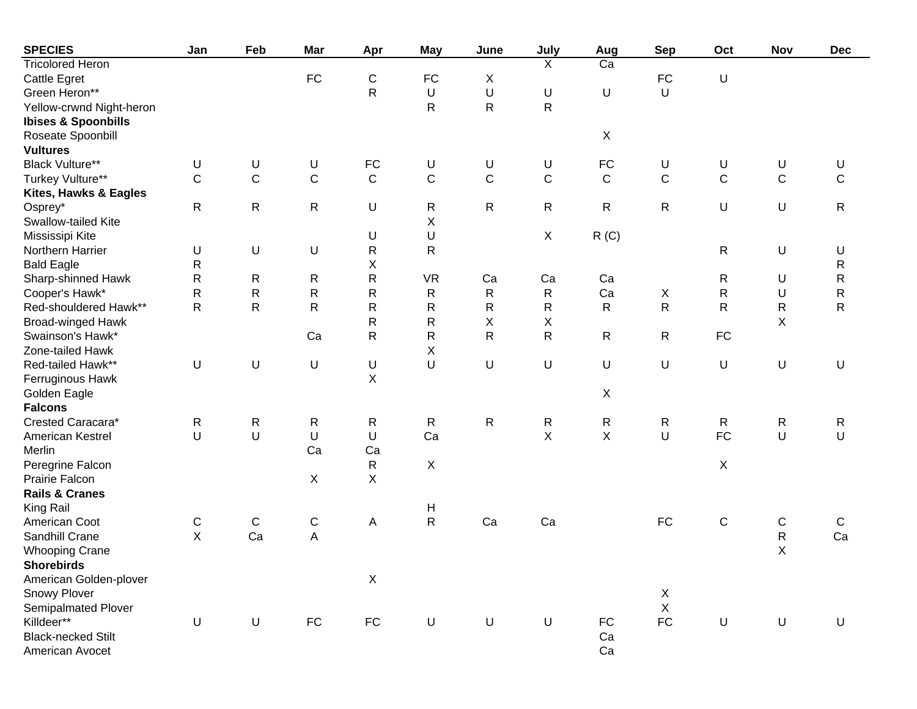| SPECIES | Jan | Feb | Mar | Apr | May | June | July | Aug | Sep | Oct | Nov | Dec |
|---|---|---|---|---|---|---|---|---|---|---|---|---|
| Tricolored Heron | | | | | | | X | Ca | | | | |
| Cattle Egret | | | FC | C | FC | X | | | FC | U | | |
| Green Heron** | | | | R | U | U | U | U | U | | | |
| Yellow-crwnd Night-heron | | | | | R | R | R | | | | | |
| **Ibises & Spoonbills** | | | | | | | | | | | | |
| Roseate Spoonbill | | | | | | | | X | | | | |
| **Vultures** | | | | | | | | | | | | |
| Black Vulture** | U | U | U | FC | U | U | U | FC | U | U | U | U |
| Turkey Vulture** | C | C | C | C | C | C | C | C | C | C | C | C |
| **Kites, Hawks & Eagles** | | | | | | | | | | | | |
| Osprey* | R | R | R | U | R | R | R | R | R | U | U | R |
| Swallow-tailed Kite | | | | | X | | | | | | | |
| Mississipi Kite | | | | U | U | | X | R (C) | | | | |
| Northern Harrier | U | U | U | R | R | | | | | R | U | U |
| Bald Eagle | R | | | X | | | | | | | | R |
| Sharp-shinned Hawk | R | R | R | R | VR | Ca | Ca | Ca | | R | U | R |
| Cooper's Hawk* | R | R | R | R | R | R | R | Ca | X | R | U | R |
| Red-shouldered Hawk** | R | R | R | R | R | R | R | R | R | R | R | R |
| Broad-winged Hawk | | | | R | R | X | X | | | | X | |
| Swainson's Hawk* | | | Ca | R | R | R | R | R | R | FC | | |
| Zone-tailed Hawk | | | | | X | | | | | | | |
| Red-tailed Hawk** | U | U | U | U | U | U | U | U | U | U | U | U |
| Ferruginous Hawk | | | | X | | | | | | | | |
| Golden Eagle | | | | | | | | X | | | | |
| **Falcons** | | | | | | | | | | | | |
| Crested Caracara* | R | R | R | R | R | R | R | R | R | R | R | R |
| American Kestrel | U | U | U | U | Ca | | X | X | U | FC | U | U |
| Merlin | | | Ca | Ca | | | | | | | | |
| Peregrine Falcon | | | | R | X | | | | | X | | |
| Prairie Falcon | | | X | X | | | | | | | | |
| **Rails & Cranes** | | | | | | | | | | | | |
| King Rail | | | | | H | | | | | | | |
| American Coot | C | C | C | A | R | Ca | Ca | | FC | C | C | C |
| Sandhill Crane | X | Ca | A | | | | | | | | R | Ca |
| Whooping Crane | | | | | | | | | | | X | |
| **Shorebirds** | | | | | | | | | | | | |
| American Golden-plover | | | | X | | | | | | | | |
| Snowy Plover | | | | | | | | | X | | | |
| Semipalmated Plover | | | | | | | | | X | | | |
| Killdeer** | U | U | FC | FC | U | U | U | FC | FC | U | U | U |
| Black-necked Stilt | | | | | | | | Ca | | | | |
| American Avocet | | | | | | | | Ca | | | | |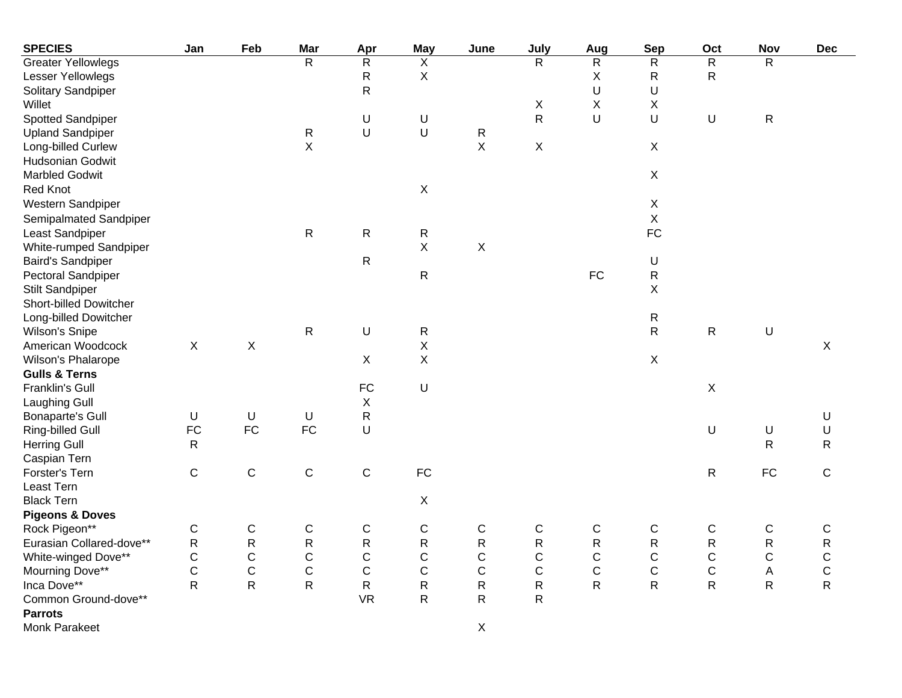| SPECIES | Jan | Feb | Mar | Apr | May | June | July | Aug | Sep | Oct | Nov | Dec |
|---|---|---|---|---|---|---|---|---|---|---|---|---|
| Greater Yellowlegs | | | R | R | X | | R | R | R | R | R | |
| Lesser Yellowlegs | | | | R | X | | | X | R | R | | |
| Solitary Sandpiper | | | | R | | | | U | U | | | |
| Willet | | | | | | | X | X | X | | | |
| Spotted Sandpiper | | | | U | U | | R | U | U | U | R | |
| Upland Sandpiper | | | R | U | U | R | | | | | | |
| Long-billed Curlew | | | X | | | X | X | | X | | | |
| Hudsonian Godwit | | | | | | | | | | | | |
| Marbled Godwit | | | | | | | | | X | | | |
| Red Knot | | | | | X | | | | | | | |
| Western Sandpiper | | | | | | | | | X | | | |
| Semipalmated Sandpiper | | | | | | | | | X | | | |
| Least Sandpiper | | | R | R | R | | | | FC | | | |
| White-rumped Sandpiper | | | | | X | X | | | | | | |
| Baird's Sandpiper | | | | R | | | | | U | | | |
| Pectoral Sandpiper | | | | | R | | | FC | R | | | |
| Stilt Sandpiper | | | | | | | | | X | | | |
| Short-billed Dowitcher | | | | | | | | | | | | |
| Long-billed Dowitcher | | | | | | | | | R | | | |
| Wilson's Snipe | | | R | U | R | | | | R | R | U | |
| American Woodcock | X | X | | | X | | | | | | | X |
| Wilson's Phalarope | | | | X | X | | | | X | | | |
| **Gulls & Terns** | | | | | | | | | | | | |
| Franklin's Gull | | | | FC | U | | | | | X | | |
| Laughing Gull | | | | X | | | | | | | | |
| Bonaparte's Gull | U | U | U | R | | | | | | | | U |
| Ring-billed Gull | FC | FC | FC | U | | | | | | U | U | U |
| Herring Gull | R | | | | | | | | | | R | R |
| Caspian Tern | | | | | | | | | | | | |
| Forster's Tern | C | C | C | C | FC | | | | | R | FC | C |
| Least Tern | | | | | | | | | | | | |
| Black Tern | | | | | X | | | | | | | |
| **Pigeons & Doves** | | | | | | | | | | | | |
| Rock Pigeon** | C | C | C | C | C | C | C | C | C | C | C | C |
| Eurasian Collared-dove** | R | R | R | R | R | R | R | R | R | R | R | R |
| White-winged Dove** | C | C | C | C | C | C | C | C | C | C | C | C |
| Mourning Dove** | C | C | C | C | C | C | C | C | C | C | A | C |
| Inca Dove** | R | R | R | R | R | R | R | R | R | R | R | R |
| Common Ground-dove** | | | | VR | R | R | R | | | | | |
| **Parrots** | | | | | | | | | | | | |
| Monk Parakeet | | | | | | X | | | | | | |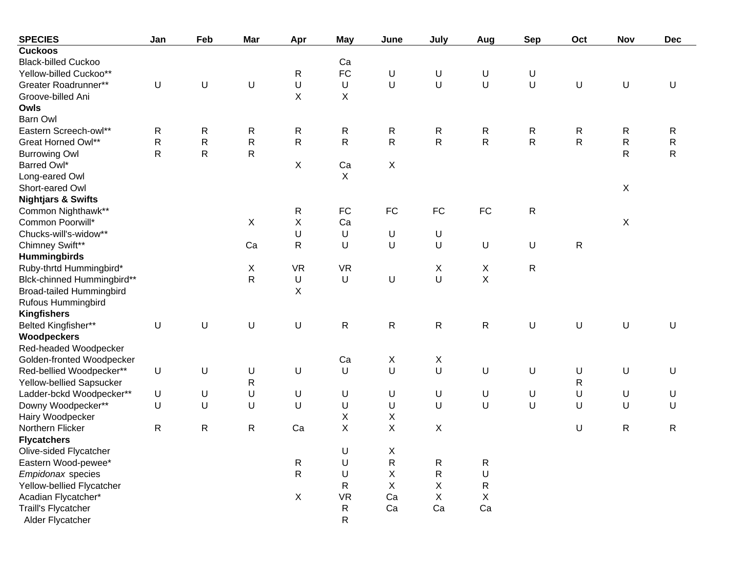| SPECIES | Jan | Feb | Mar | Apr | May | June | July | Aug | Sep | Oct | Nov | Dec |
|---|---|---|---|---|---|---|---|---|---|---|---|---|
| **Cuckoos** | | | | | | | | | | | | |
| Black-billed Cuckoo | | | | | Ca | | | | | | | |
| Yellow-billed Cuckoo** | | | | R | FC | U | U | U | U | | | |
| Greater Roadrunner** | U | U | U | U | U | U | U | U | U | U | U | U |
| Groove-billed Ani | | | | X | X | | | | | | | |
| **Owls** | | | | | | | | | | | | |
| Barn Owl | | | | | | | | | | | | |
| Eastern Screech-owl** | R | R | R | R | R | R | R | R | R | R | R | R |
| Great Horned Owl** | R | R | R | R | R | R | R | R | R | R | R | R |
| Burrowing Owl | R | R | R | | | | | | | | R | R |
| Barred Owl* | | | | X | Ca | X | | | | | | |
| Long-eared Owl | | | | | X | | | | | | | |
| Short-eared Owl | | | | | | | | | | | X | |
| **Nightjars & Swifts** | | | | | | | | | | | | |
| Common Nighthawk** | | | | R | FC | FC | FC | FC | R | | | |
| Common Poorwill* | | | X | X | Ca | | | | | | X | |
| Chucks-will's-widow** | | | | U | U | U | U | | | | | |
| Chimney Swift** | | | Ca | R | U | U | U | U | U | R | | |
| **Hummingbirds** | | | | | | | | | | | | |
| Ruby-thrtd Hummingbird* | | | X | VR | VR | | X | X | R | | | |
| Blck-chinned Hummingbird** | | | R | U | U | U | U | X | | | | |
| Broad-tailed Hummingbird | | | | X | | | | | | | | |
| Rufous Hummingbird | | | | | | | | | | | | |
| **Kingfishers** | | | | | | | | | | | | |
| Belted Kingfisher** | U | U | U | U | R | R | R | R | U | U | U | U |
| **Woodpeckers** | | | | | | | | | | | | |
| Red-headed Woodpecker | | | | | | | | | | | | |
| Golden-fronted Woodpecker | | | | | Ca | X | X | | | | | |
| Red-bellied Woodpecker** | U | U | U | U | U | U | U | U | U | U | U | U |
| Yellow-bellied Sapsucker | | | R | | | | | | | R | | |
| Ladder-bckd Woodpecker** | U | U | U | U | U | U | U | U | U | U | U | U |
| Downy Woodpecker** | U | U | U | U | U | U | U | U | U | U | U | U |
| Hairy Woodpecker | | | | | X | X | | | | | | |
| Northern Flicker | R | R | R | Ca | X | X | X | | | U | R | R |
| **Flycatchers** | | | | | | | | | | | | |
| Olive-sided Flycatcher | | | | | U | X | | | | | | |
| Eastern Wood-pewee* | | | | R | U | R | R | R | | | | |
| *Empidonax* species | | | | R | U | X | R | U | | | | |
| Yellow-bellied Flycatcher | | | | | R | X | X | R | | | | |
| Acadian Flycatcher* | | | | X | VR | Ca | X | X | | | | |
| Traill's Flycatcher | | | | | R | Ca | Ca | Ca | | | | |
| Alder Flycatcher | | | | | R | | | | | | | |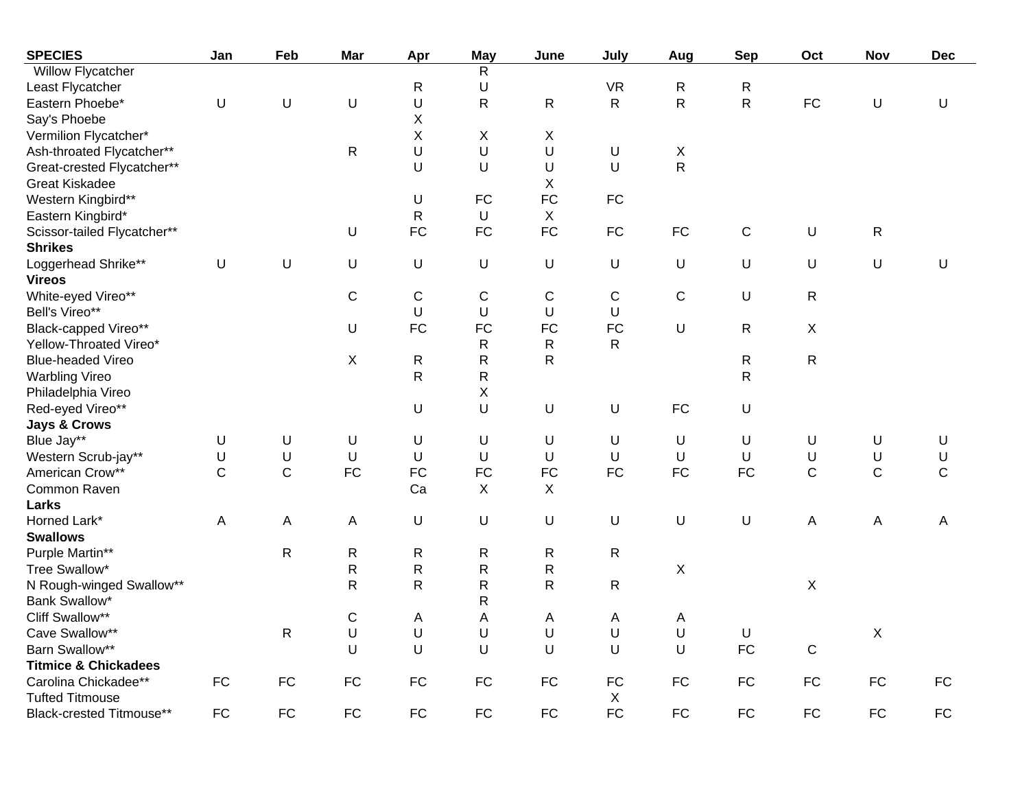| SPECIES | Jan | Feb | Mar | Apr | May | June | July | Aug | Sep | Oct | Nov | Dec |
|---|---|---|---|---|---|---|---|---|---|---|---|---|
| Willow Flycatcher | | | | | R | | | | | | | |
| Least Flycatcher | | | | R | U | | VR | R | R | | | |
| Eastern Phoebe* | U | U | U | U | R | R | R | R | R | FC | U | U |
| Say's Phoebe | | | | X | | | | | | | | |
| Vermilion Flycatcher* | | | | X | X | X | | | | | | |
| Ash-throated Flycatcher** | | | R | U | U | U | U | X | | | | |
| Great-crested Flycatcher** | | | | U | U | U | U | R | | | | |
| Great Kiskadee | | | | | | X | | | | | | |
| Western Kingbird** | | | | U | FC | FC | FC | | | | | |
| Eastern Kingbird* | | | | R | U | X | | | | | | |
| Scissor-tailed Flycatcher** | | | U | FC | FC | FC | FC | FC | C | U | R | |
| **Shrikes** | | | | | | | | | | | | |
| Loggerhead Shrike** | U | U | U | U | U | U | U | U | U | U | U | U |
| **Vireos** | | | | | | | | | | | | |
| White-eyed Vireo** | | | C | C | C | C | C | C | U | R | | |
| Bell's Vireo** | | | | U | U | U | U | | | | | |
| Black-capped Vireo** | | | U | FC | FC | FC | FC | U | R | X | | |
| Yellow-Throated Vireo* | | | | | R | R | R | | | | | |
| Blue-headed Vireo | | | X | R | R | R | | | R | R | | |
| Warbling Vireo | | | | R | R | | | | R | | | |
| Philadelphia Vireo | | | | | X | | | | | | | |
| Red-eyed Vireo** | | | | U | U | U | U | FC | U | | | |
| **Jays & Crows** | | | | | | | | | | | | |
| Blue Jay** | U | U | U | U | U | U | U | U | U | U | U | U |
| Western Scrub-jay** | U | U | U | U | U | U | U | U | U | U | U | U |
| American Crow** | C | C | FC | FC | FC | FC | FC | FC | FC | C | C | C |
| Common Raven | | | | Ca | X | X | | | | | | |
| **Larks** | | | | | | | | | | | | |
| Horned Lark* | A | A | A | U | U | U | U | U | U | A | A | A |
| **Swallows** | | | | | | | | | | | | |
| Purple Martin** | | R | R | R | R | R | R | | | | | |
| Tree Swallow* | | | R | R | R | R | | X | | | | |
| N Rough-winged Swallow** | | | R | R | R | R | R | | | X | | |
| Bank Swallow* | | | | | R | | | | | | | |
| Cliff Swallow** | | | C | A | A | A | A | A | | | | |
| Cave Swallow** | | R | U | U | U | U | U | U | U | | X | |
| Barn Swallow** | | | U | U | U | U | U | U | FC | C | | |
| **Titmice & Chickadees** | | | | | | | | | | | | |
| Carolina Chickadee** | FC | FC | FC | FC | FC | FC | FC | FC | FC | FC | FC | FC |
| Tufted Titmouse | | | | | | | X | | | | | |
| Black-crested Titmouse** | FC | FC | FC | FC | FC | FC | FC | FC | FC | FC | FC | FC |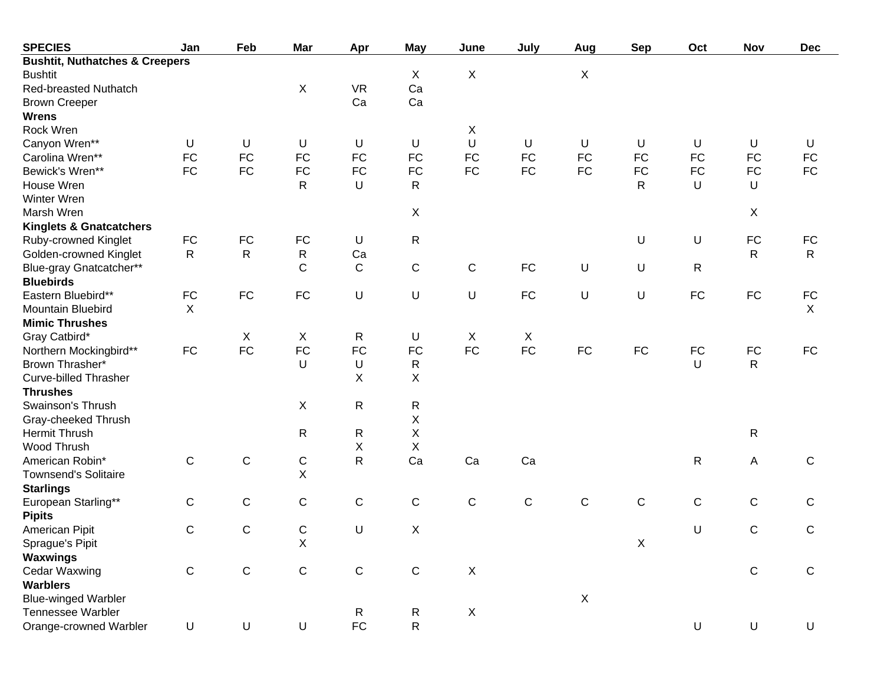| SPECIES | Jan | Feb | Mar | Apr | May | June | July | Aug | Sep | Oct | Nov | Dec |
|---|---|---|---|---|---|---|---|---|---|---|---|---|
| **Bushtit, Nuthatches & Creepers** | | | | | | | | | | | | |
| Bushtit | | | | | X | X | | X | | | | |
| Red-breasted Nuthatch | | | X | VR | Ca | | | | | | | |
| Brown Creeper | | | | Ca | Ca | | | | | | | |
| **Wrens** | | | | | | | | | | | | |
| Rock Wren | | | | | | X | | | | | | |
| Canyon Wren** | U | U | U | U | U | U | U | U | U | U | U | U |
| Carolina Wren** | FC | FC | FC | FC | FC | FC | FC | FC | FC | FC | FC | FC |
| Bewick's Wren** | FC | FC | FC | FC | FC | FC | FC | FC | FC | FC | FC | FC |
| House Wren | | | R | U | R | | | | R | U | U | |
| Winter Wren | | | | | | | | | | | | |
| Marsh Wren | | | | | X | | | | | | X | |
| **Kinglets & Gnatcatchers** | | | | | | | | | | | | |
| Ruby-crowned Kinglet | FC | FC | FC | U | R | | | | U | U | FC | FC |
| Golden-crowned Kinglet | R | R | R | Ca | | | | | | | R | R |
| Blue-gray Gnatcatcher** | | | C | C | C | C | FC | U | U | R | | |
| **Bluebirds** | | | | | | | | | | | | |
| Eastern Bluebird** | FC | FC | FC | U | U | U | FC | U | U | FC | FC | FC |
| Mountain Bluebird | X | | | | | | | | | | | X |
| **Mimic Thrushes** | | | | | | | | | | | | |
| Gray Catbird* | | X | X | R | U | X | X | | | | | |
| Northern Mockingbird** | FC | FC | FC | FC | FC | FC | FC | FC | FC | FC | FC | FC |
| Brown Thrasher* | | | U | U | R | | | | | U | R | |
| Curve-billed Thrasher | | | | X | X | | | | | | | |
| **Thrushes** | | | | | | | | | | | | |
| Swainson's Thrush | | | X | R | R | | | | | | | |
| Gray-cheeked Thrush | | | | | X | | | | | | | |
| Hermit Thrush | | | R | R | X | | | | | | R | |
| Wood Thrush | | | | X | X | | | | | | | |
| American Robin* | C | C | C | R | Ca | Ca | Ca | | | R | A | C |
| Townsend's Solitaire | | | X | | | | | | | | | |
| **Starlings** | | | | | | | | | | | | |
| European Starling** | C | C | C | C | C | C | C | C | C | C | C | C |
| **Pipits** | | | | | | | | | | | | |
| American Pipit | C | C | C | U | X | | | | | U | C | C |
| Sprague's Pipit | | | X | | | | | | X | | | |
| **Waxwings** | | | | | | | | | | | | |
| Cedar Waxwing | C | C | C | C | C | X | | | | | C | C |
| **Warblers** | | | | | | | | | | | | |
| Blue-winged Warbler | | | | | | | | X | | | | |
| Tennessee Warbler | | | | R | R | X | | | | | | |
| Orange-crowned Warbler | U | U | U | FC | R | | | | | U | U | U |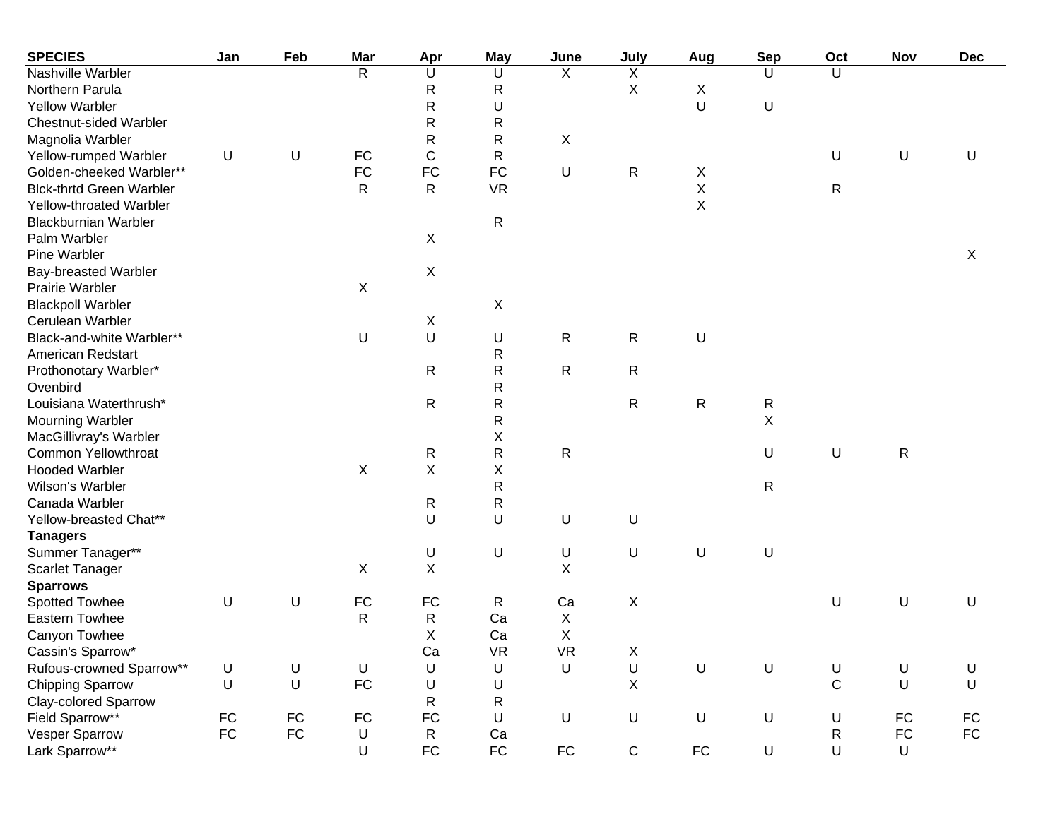| SPECIES | Jan | Feb | Mar | Apr | May | June | July | Aug | Sep | Oct | Nov | Dec |
|---|---|---|---|---|---|---|---|---|---|---|---|---|
| Nashville Warbler | | | R | U | U | X | X | | U | U | | |
| Northern Parula | | | | R | R | | X | X | | | | |
| Yellow Warbler | | | | R | U | | | U | U | | | |
| Chestnut-sided Warbler | | | | R | R | | | | | | | |
| Magnolia Warbler | | | | R | R | X | | | | | | |
| Yellow-rumped Warbler | U | U | FC | C | R | | | | | U | U | U |
| Golden-cheeked Warbler** | | | FC | FC | FC | U | R | X | | | | |
| Blck-thrtd Green Warbler | | | R | R | VR | | | X | | R | | |
| Yellow-throated Warbler | | | | | | | | X | | | | |
| Blackburnian Warbler | | | | | R | | | | | | | |
| Palm Warbler | | | | X | | | | | | | | |
| Pine Warbler | | | | | | | | | | | | X |
| Bay-breasted Warbler | | | | X | | | | | | | | |
| Prairie Warbler | | | X | | | | | | | | | |
| Blackpoll Warbler | | | | | X | | | | | | | |
| Cerulean Warbler | | | | X | | | | | | | | |
| Black-and-white Warbler** | | | U | U | U | R | R | U | | | | |
| American Redstart | | | | | R | | | | | | | |
| Prothonotary Warbler* | | | | R | R | R | R | | | | | |
| Ovenbird | | | | | R | | | | | | | |
| Louisiana Waterthrush* | | | | R | R | | R | R | R | | | |
| Mourning Warbler | | | | | R | | | | X | | | |
| MacGillivray's Warbler | | | | | X | | | | | | | |
| Common Yellowthroat | | | | R | R | R | | | U | U | R | |
| Hooded Warbler | | | X | X | X | | | | | | | |
| Wilson's Warbler | | | | | R | | | | R | | | |
| Canada Warbler | | | | R | R | | | | | | | |
| Yellow-breasted Chat** | | | | U | U | U | U | | | | | |
| **Tanagers** | | | | | | | | | | | | |
| Summer Tanager** | | | | U | U | U | U | U | U | | | |
| Scarlet Tanager | | | X | X | | X | | | | | | |
| **Sparrows** | | | | | | | | | | | | |
| Spotted Towhee | U | U | FC | FC | R | Ca | X | | | U | U | U |
| Eastern Towhee | | | R | R | Ca | X | | | | | | |
| Canyon Towhee | | | | X | Ca | X | | | | | | |
| Cassin's Sparrow* | | | | Ca | VR | VR | X | | | | | |
| Rufous-crowned Sparrow** | U | U | U | U | U | U | U | U | U | U | U | U |
| Chipping Sparrow | U | U | FC | U | U | | X | | | C | U | U |
| Clay-colored Sparrow | | | | R | R | | | | | | | |
| Field Sparrow** | FC | FC | FC | FC | U | U | U | U | U | U | FC | FC |
| Vesper Sparrow | FC | FC | U | R | Ca | | | | | R | FC | FC |
| Lark Sparrow** | | | U | FC | FC | FC | C | FC | U | U | U | |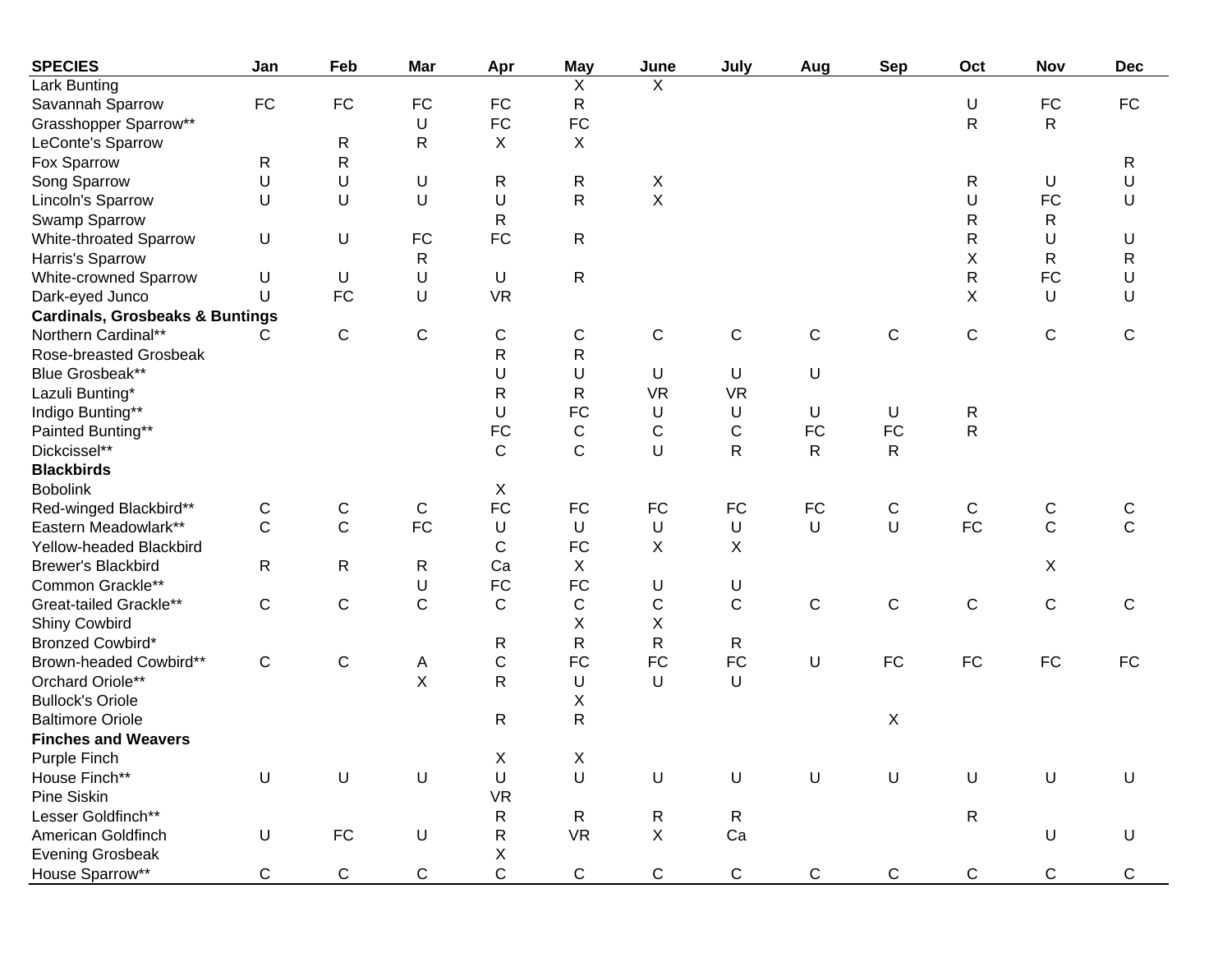| SPECIES | Jan | Feb | Mar | Apr | May | June | July | Aug | Sep | Oct | Nov | Dec |
|---|---|---|---|---|---|---|---|---|---|---|---|---|
| Lark Bunting | | | | | X | X | | | | | | |
| Savannah Sparrow | FC | FC | FC | FC | R | | | | | U | FC | FC |
| Grasshopper Sparrow** | | | U | FC | FC | | | | | R | R | |
| LeConte's Sparrow | | R | R | X | X | | | | | | | |
| Fox Sparrow | R | R | | | | | | | | | | R |
| Song Sparrow | U | U | U | R | R | X | | | | R | U | U |
| Lincoln's Sparrow | U | U | U | U | R | X | | | | U | FC | U |
| Swamp Sparrow | | | | R | | | | | | R | R | |
| White-throated Sparrow | U | U | FC | FC | R | | | | | R | U | U |
| Harris's Sparrow | | | R | | | | | | | X | R | R |
| White-crowned Sparrow | U | U | U | U | R | | | | | R | FC | U |
| Dark-eyed Junco | U | FC | U | VR | | | | | | X | U | U |
| **Cardinals, Grosbeaks & Buntings** | | | | | | | | | | | | |
| Northern Cardinal** | C | C | C | C | C | C | C | C | C | C | C | C |
| Rose-breasted Grosbeak | | | | R | R | | | | | | | |
| Blue Grosbeak** | | | | U | U | U | U | U | | | | |
| Lazuli Bunting* | | | | R | R | VR | VR | | | | | |
| Indigo Bunting** | | | | U | FC | U | U | U | U | R | | |
| Painted Bunting** | | | | FC | C | C | C | FC | FC | R | | |
| Dickcissel** | | | | C | C | U | R | R | R | | | |
| **Blackbirds** | | | | | | | | | | | | |
| Bobolink | | | | X | | | | | | | | |
| Red-winged Blackbird** | C | C | C | FC | FC | FC | FC | FC | C | C | C | C |
| Eastern Meadowlark** | C | C | FC | U | U | U | U | U | U | FC | C | C |
| Yellow-headed Blackbird | | | | C | FC | X | X | | | | | |
| Brewer's Blackbird | R | R | R | Ca | X | | | | | | X | |
| Common Grackle** | | | U | FC | FC | U | U | | | | | |
| Great-tailed Grackle** | C | C | C | C | C | C | C | C | C | C | C | C |
| Shiny Cowbird | | | | | X | X | | | | | | |
| Bronzed Cowbird* | | | | R | R | R | R | | | | | |
| Brown-headed Cowbird** | C | C | A | C | FC | FC | FC | U | FC | FC | FC | FC |
| Orchard Oriole** | | | X | R | U | U | U | | | | | |
| Bullock's Oriole | | | | | X | | | | | | | |
| Baltimore Oriole | | | | R | R | | | | X | | | |
| **Finches and Weavers** | | | | | | | | | | | | |
| Purple Finch | | | | X | X | | | | | | | |
| House Finch** | U | U | U | U | U | U | U | U | U | U | U | U |
| Pine Siskin | | | | VR | | | | | | | | |
| Lesser Goldfinch** | | | | R | R | R | R | | | R | | |
| American Goldfinch | U | FC | U | R | VR | X | Ca | | | | U | U |
| Evening Grosbeak | | | | X | | | | | | | | |
| House Sparrow** | C | C | C | C | C | C | C | C | C | C | C | C |